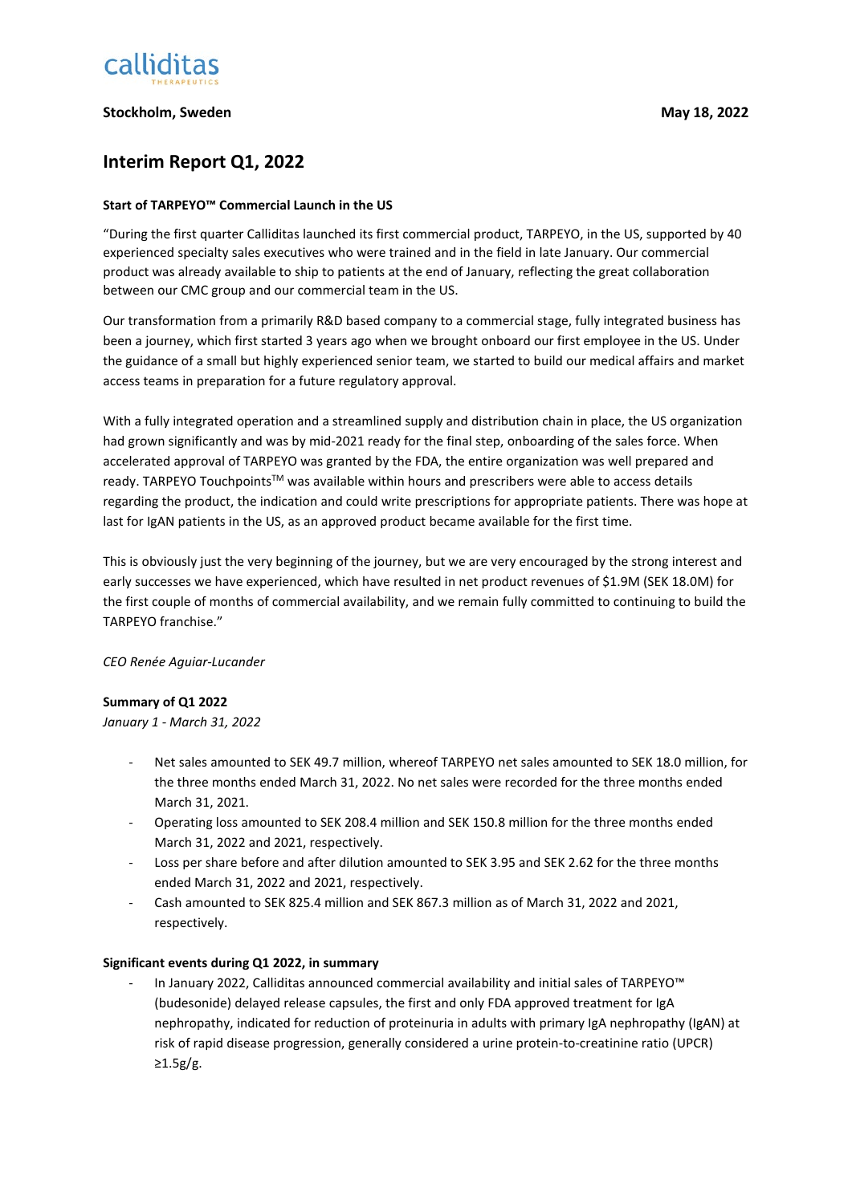**Stockholm, Sweden** **May 18, 2022**

# Interim Report Q1, 2022

**Start of TARPEYO™ Commercial Launch in the US**

"During the first quarter Calliditas launched its first commercial product, TARPEYO, in the US, supported by 40 experienced specialty sales executives who were trained and in the field in late January. Our commercial product was already available to ship to patients at the end of January, reflecting the great collaboration between our CMC group and our commercial team in the US.

Our transformation from a primarily R&D based company to a commercial stage, fully integrated business has been a journey, which first started 3 years ago when we brought onboard our first employee in the US. Under the guidance of a small but highly experienced senior team, we started to build our medical affairs and market access teams in preparation for a future regulatory approval.

With a fully integrated operation and a streamlined supply and distribution chain in place, the US organization had grown significantly and was by mid-2021 ready for the final step, onboarding of the sales force. When accelerated approval of TARPEYO was granted by the FDA, the entire organization was well prepared and ready. TARPEYO Touchpoints™ was available within hours and prescribers were able to access details regarding the product, the indication and could write prescriptions for appropriate patients. There was hope at last for IgAN patients in the US, as an approved product became available for the first time.

This is obviously just the very beginning of the journey, but we are very encouraged by the strong interest and early successes we have experienced, which have resulted in net product revenues of $1.9M (SEK 18.0M) for the first couple of months of commercial availability, and we remain fully committed to continuing to build the TARPEYO franchise."

*CEO Renée Aguiar-Lucander*

**Summary of Q1 2022**
*January 1 - March 31, 2022*

- Net sales amounted to SEK 49.7 million, whereof TARPEYO net sales amounted to SEK 18.0 million, for the three months ended March 31, 2022. No net sales were recorded for the three months ended March 31, 2021.
- Operating loss amounted to SEK 208.4 million and SEK 150.8 million for the three months ended March 31, 2022 and 2021, respectively.
- Loss per share before and after dilution amounted to SEK 3.95 and SEK 2.62 for the three months ended March 31, 2022 and 2021, respectively.
- Cash amounted to SEK 825.4 million and SEK 867.3 million as of March 31, 2022 and 2021, respectively.

**Significant events during Q1 2022, in summary**

- In January 2022, Calliditas announced commercial availability and initial sales of TARPEYO™ (budesonide) delayed release capsules, the first and only FDA approved treatment for IgA nephropathy, indicated for reduction of proteinuria in adults with primary IgA nephropathy (IgAN) at risk of rapid disease progression, generally considered a urine protein-to-creatinine ratio (UPCR) ≥1.5g/g.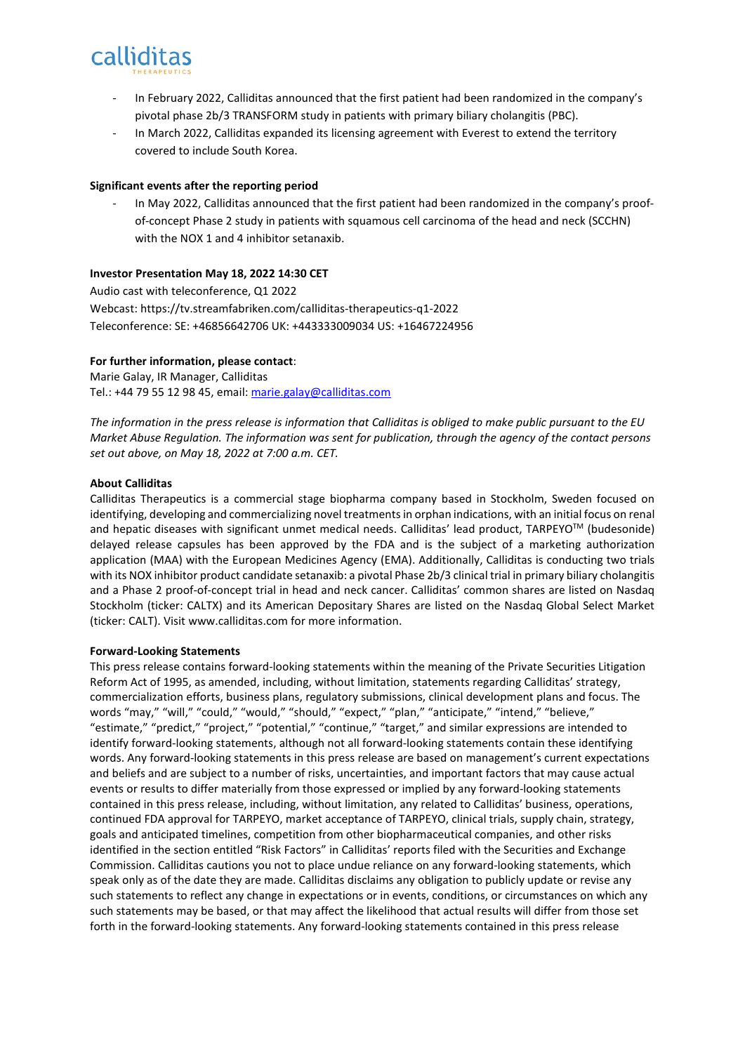- In February 2022, Calliditas announced that the first patient had been randomized in the company's pivotal phase 2b/3 TRANSFORM study in patients with primary biliary cholangitis (PBC).
- In March 2022, Calliditas expanded its licensing agreement with Everest to extend the territory covered to include South Korea.

**Significant events after the reporting period**

- In May 2022, Calliditas announced that the first patient had been randomized in the company's proof-of-concept Phase 2 study in patients with squamous cell carcinoma of the head and neck (SCCHN) with the NOX 1 and 4 inhibitor setanaxib.

**Investor Presentation May 18, 2022 14:30 CET**

Audio cast with teleconference, Q1 2022
Webcast: https://tv.streamfabriken.com/calliditas-therapeutics-q1-2022
Teleconference: SE: +46856642706 UK: +443333009034 US: +16467224956

**For further information, please contact**:
Marie Galay, IR Manager, Calliditas
Tel.: +44 79 55 12 98 45, email: marie.galay@calliditas.com

*The information in the press release is information that Calliditas is obliged to make public pursuant to the EU Market Abuse Regulation. The information was sent for publication, through the agency of the contact persons set out above, on May 18, 2022 at 7:00 a.m. CET.*

**About Calliditas**

Calliditas Therapeutics is a commercial stage biopharma company based in Stockholm, Sweden focused on identifying, developing and commercializing novel treatments in orphan indications, with an initial focus on renal and hepatic diseases with significant unmet medical needs. Calliditas' lead product, TARPEYO™ (budesonide) delayed release capsules has been approved by the FDA and is the subject of a marketing authorization application (MAA) with the European Medicines Agency (EMA). Additionally, Calliditas is conducting two trials with its NOX inhibitor product candidate setanaxib: a pivotal Phase 2b/3 clinical trial in primary biliary cholangitis and a Phase 2 proof-of-concept trial in head and neck cancer. Calliditas' common shares are listed on Nasdaq Stockholm (ticker: CALTX) and its American Depositary Shares are listed on the Nasdaq Global Select Market (ticker: CALT). Visit www.calliditas.com for more information.

**Forward-Looking Statements**

This press release contains forward-looking statements within the meaning of the Private Securities Litigation Reform Act of 1995, as amended, including, without limitation, statements regarding Calliditas' strategy, commercialization efforts, business plans, regulatory submissions, clinical development plans and focus. The words "may," "will," "could," "would," "should," "expect," "plan," "anticipate," "intend," "believe," "estimate," "predict," "project," "potential," "continue," "target," and similar expressions are intended to identify forward-looking statements, although not all forward-looking statements contain these identifying words. Any forward-looking statements in this press release are based on management's current expectations and beliefs and are subject to a number of risks, uncertainties, and important factors that may cause actual events or results to differ materially from those expressed or implied by any forward-looking statements contained in this press release, including, without limitation, any related to Calliditas' business, operations, continued FDA approval for TARPEYO, market acceptance of TARPEYO, clinical trials, supply chain, strategy, goals and anticipated timelines, competition from other biopharmaceutical companies, and other risks identified in the section entitled "Risk Factors" in Calliditas' reports filed with the Securities and Exchange Commission. Calliditas cautions you not to place undue reliance on any forward-looking statements, which speak only as of the date they are made. Calliditas disclaims any obligation to publicly update or revise any such statements to reflect any change in expectations or in events, conditions, or circumstances on which any such statements may be based, or that may affect the likelihood that actual results will differ from those set forth in the forward-looking statements. Any forward-looking statements contained in this press release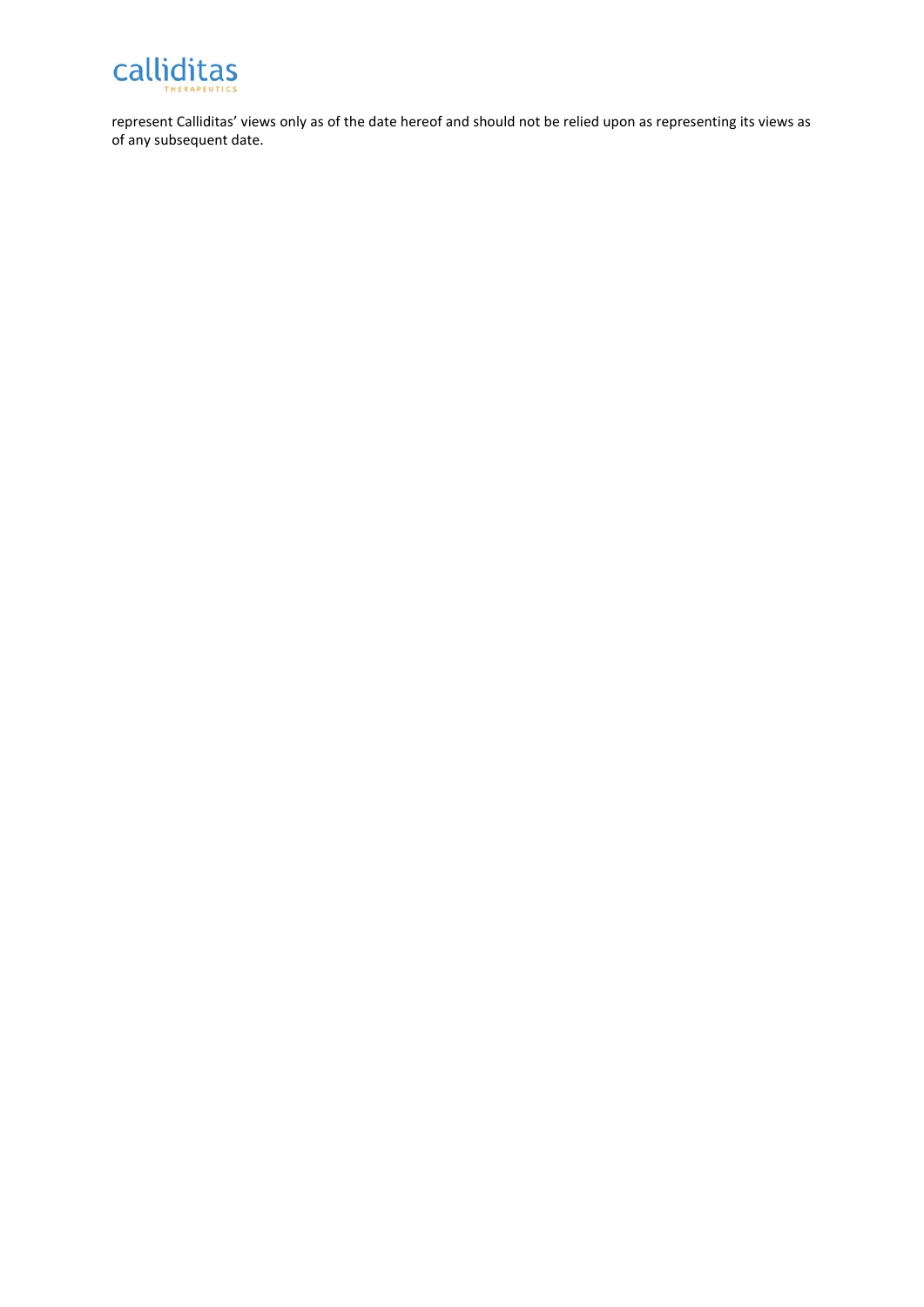represent Calliditas' views only as of the date hereof and should not be relied upon as representing its views as of any subsequent date.